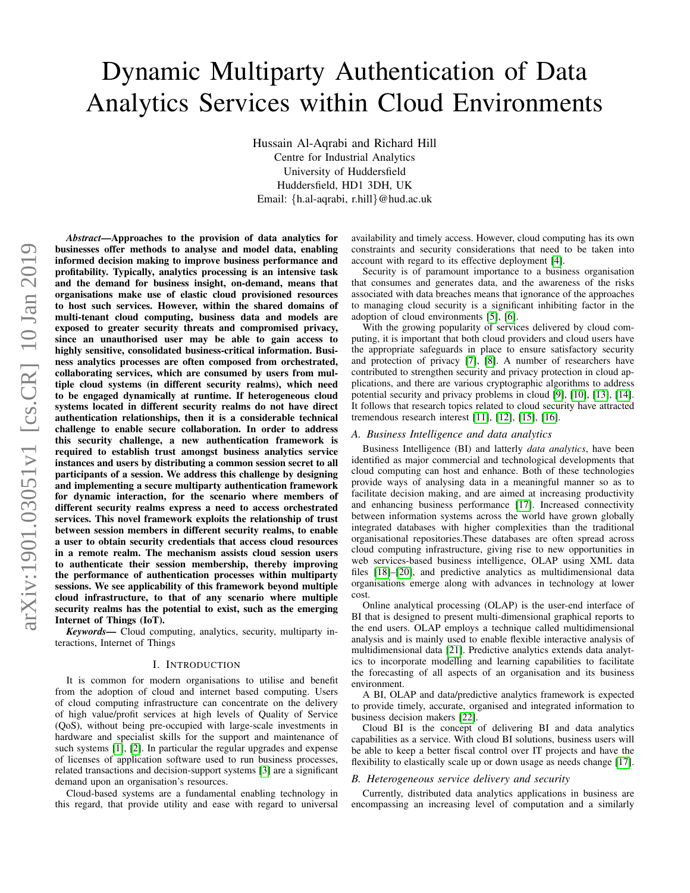# Dynamic Multiparty Authentication of Data Analytics Services within Cloud Environments

Hussain Al-Aqrabi and Richard Hill
Centre for Industrial Analytics
University of Huddersfield
Huddersfield, HD1 3DH, UK
Email: {h.al-aqrabi, r.hill}@hud.ac.uk

arXiv:1901.03051v1 [cs.CR] 10 Jan 2019

***Abstract*—Approaches to the provision of data analytics for businesses offer methods to analyse and model data, enabling informed decision making to improve business performance and profitability. Typically, analytics processing is an intensive task and the demand for business insight, on-demand, means that organisations make use of elastic cloud provisioned resources to host such services. However, within the shared domains of multi-tenant cloud computing, business data and models are exposed to greater security threats and compromised privacy, since an unauthorised user may be able to gain access to highly sensitive, consolidated business-critical information. Business analytics processes are often composed from orchestrated, collaborating services, which are consumed by users from multiple cloud systems (in different security realms), which need to be engaged dynamically at runtime. If heterogeneous cloud systems located in different security realms do not have direct authentication relationships, then it is a considerable technical challenge to enable secure collaboration. In order to address this security challenge, a new authentication framework is required to establish trust amongst business analytics service instances and users by distributing a common session secret to all participants of a session. We address this challenge by designing and implementing a secure multiparty authentication framework for dynamic interaction, for the scenario where members of different security realms express a need to access orchestrated services. This novel framework exploits the relationship of trust between session members in different security realms, to enable a user to obtain security credentials that access cloud resources in a remote realm. The mechanism assists cloud session users to authenticate their session membership, thereby improving the performance of authentication processes within multiparty sessions. We see applicability of this framework beyond multiple cloud infrastructure, to that of any scenario where multiple security realms has the potential to exist, such as the emerging Internet of Things (IoT).**

***Keywords*—** Cloud computing, analytics, security, multiparty interactions, Internet of Things

## I. Introduction

It is common for modern organisations to utilise and benefit from the adoption of cloud and internet based computing. Users of cloud computing infrastructure can concentrate on the delivery of high value/profit services at high levels of Quality of Service (QoS), without being pre-occupied with large-scale investments in hardware and specialist skills for the support and maintenance of such systems [1], [2]. In particular the regular upgrades and expense of licenses of application software used to run business processes, related transactions and decision-support systems [3] are a significant demand upon an organisation's resources.

Cloud-based systems are a fundamental enabling technology in this regard, that provide utility and ease with regard to universal availability and timely access. However, cloud computing has its own constraints and security considerations that need to be taken into account with regard to its effective deployment [4].

Security is of paramount importance to a business organisation that consumes and generates data, and the awareness of the risks associated with data breaches means that ignorance of the approaches to managing cloud security is a significant inhibiting factor in the adoption of cloud environments [5], [6].

With the growing popularity of services delivered by cloud computing, it is important that both cloud providers and cloud users have the appropriate safeguards in place to ensure satisfactory security and protection of privacy [7], [8]. A number of researchers have contributed to strengthen security and privacy protection in cloud applications, and there are various cryptographic algorithms to address potential security and privacy problems in cloud [9], [10], [13], [14]. It follows that research topics related to cloud security have attracted tremendous research interest [11], [12], [15], [16].

### A. Business Intelligence and data analytics

Business Intelligence (BI) and latterly *data analytics*, have been identified as major commercial and technological developments that cloud computing can host and enhance. Both of these technologies provide ways of analysing data in a meaningful manner so as to facilitate decision making, and are aimed at increasing productivity and enhancing business performance [17]. Increased connectivity between information systems across the world have grown globally integrated databases with higher complexities than the traditional organisational repositories.These databases are often spread across cloud computing infrastructure, giving rise to new opportunities in web services-based business intelligence, OLAP using XML data files [18]–[20], and predictive analytics as multidimensional data organisations emerge along with advances in technology at lower cost.

Online analytical processing (OLAP) is the user-end interface of BI that is designed to present multi-dimensional graphical reports to the end users. OLAP employs a technique called multidimensional analysis and is mainly used to enable flexible interactive analysis of multidimensional data [21]. Predictive analytics extends data analytics to incorporate modelling and learning capabilities to facilitate the forecasting of all aspects of an organisation and its business environment.

A BI, OLAP and data/predictive analytics framework is expected to provide timely, accurate, organised and integrated information to business decision makers [22].

Cloud BI is the concept of delivering BI and data analytics capabilities as a service. With cloud BI solutions, business users will be able to keep a better fiscal control over IT projects and have the flexibility to elastically scale up or down usage as needs change [17].

### B. Heterogeneous service delivery and security

Currently, distributed data analytics applications in business are encompassing an increasing level of computation and a similarly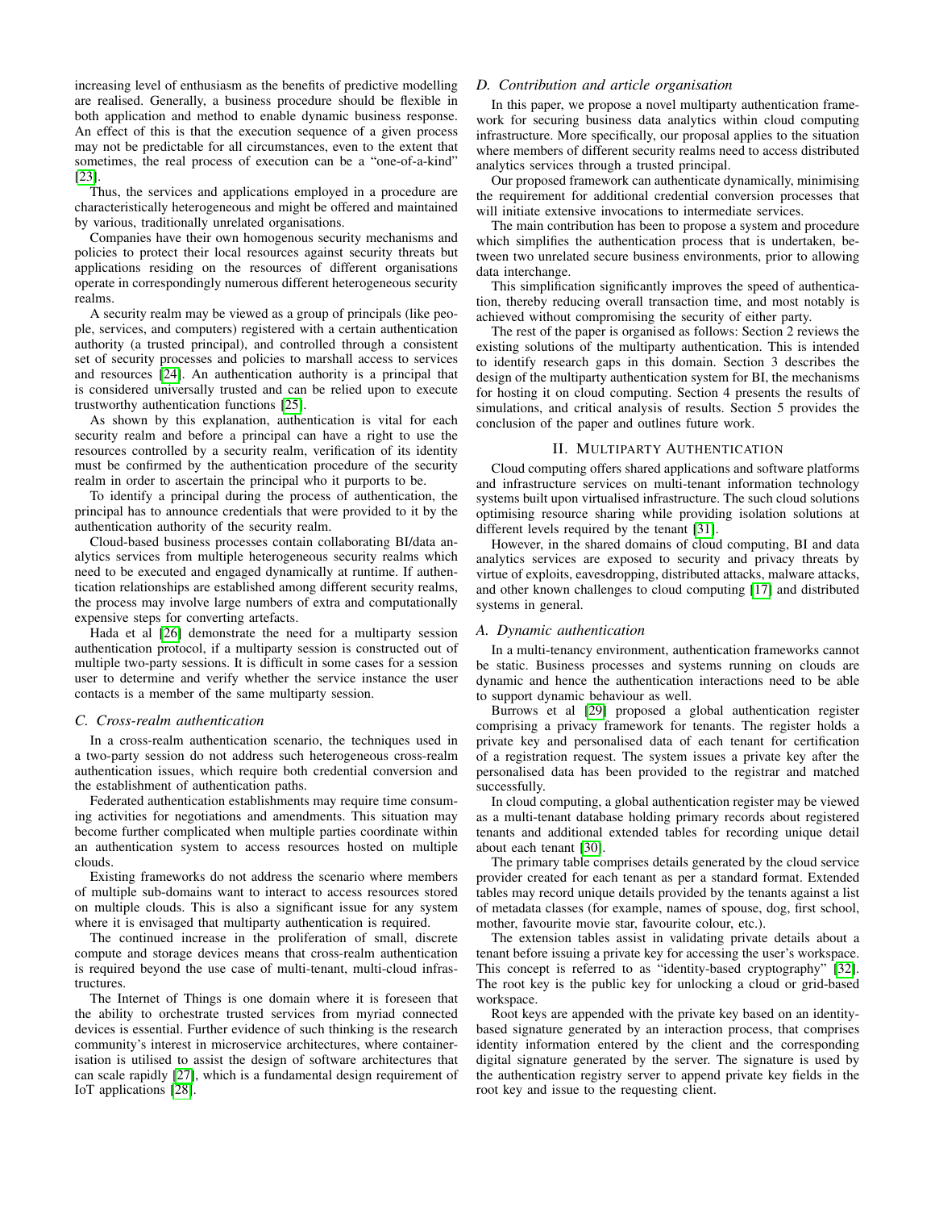increasing level of enthusiasm as the benefits of predictive modelling are realised. Generally, a business procedure should be flexible in both application and method to enable dynamic business response. An effect of this is that the execution sequence of a given process may not be predictable for all circumstances, even to the extent that sometimes, the real process of execution can be a "one-of-a-kind" [23].

Thus, the services and applications employed in a procedure are characteristically heterogeneous and might be offered and maintained by various, traditionally unrelated organisations.

Companies have their own homogenous security mechanisms and policies to protect their local resources against security threats but applications residing on the resources of different organisations operate in correspondingly numerous different heterogeneous security realms.

A security realm may be viewed as a group of principals (like people, services, and computers) registered with a certain authentication authority (a trusted principal), and controlled through a consistent set of security processes and policies to marshall access to services and resources [24]. An authentication authority is a principal that is considered universally trusted and can be relied upon to execute trustworthy authentication functions [25].

As shown by this explanation, authentication is vital for each security realm and before a principal can have a right to use the resources controlled by a security realm, verification of its identity must be confirmed by the authentication procedure of the security realm in order to ascertain the principal who it purports to be.

To identify a principal during the process of authentication, the principal has to announce credentials that were provided to it by the authentication authority of the security realm.

Cloud-based business processes contain collaborating BI/data analytics services from multiple heterogeneous security realms which need to be executed and engaged dynamically at runtime. If authentication relationships are established among different security realms, the process may involve large numbers of extra and computationally expensive steps for converting artefacts.

Hada et al [26] demonstrate the need for a multiparty session authentication protocol, if a multiparty session is constructed out of multiple two-party sessions. It is difficult in some cases for a session user to determine and verify whether the service instance the user contacts is a member of the same multiparty session.

### C. Cross-realm authentication

In a cross-realm authentication scenario, the techniques used in a two-party session do not address such heterogeneous cross-realm authentication issues, which require both credential conversion and the establishment of authentication paths.

Federated authentication establishments may require time consuming activities for negotiations and amendments. This situation may become further complicated when multiple parties coordinate within an authentication system to access resources hosted on multiple clouds.

Existing frameworks do not address the scenario where members of multiple sub-domains want to interact to access resources stored on multiple clouds. This is also a significant issue for any system where it is envisaged that multiparty authentication is required.

The continued increase in the proliferation of small, discrete compute and storage devices means that cross-realm authentication is required beyond the use case of multi-tenant, multi-cloud infrastructures.

The Internet of Things is one domain where it is foreseen that the ability to orchestrate trusted services from myriad connected devices is essential. Further evidence of such thinking is the research community's interest in microservice architectures, where containerisation is utilised to assist the design of software architectures that can scale rapidly [27], which is a fundamental design requirement of IoT applications [28].

### D. Contribution and article organisation

In this paper, we propose a novel multiparty authentication framework for securing business data analytics within cloud computing infrastructure. More specifically, our proposal applies to the situation where members of different security realms need to access distributed analytics services through a trusted principal.

Our proposed framework can authenticate dynamically, minimising the requirement for additional credential conversion processes that will initiate extensive invocations to intermediate services.

The main contribution has been to propose a system and procedure which simplifies the authentication process that is undertaken, between two unrelated secure business environments, prior to allowing data interchange.

This simplification significantly improves the speed of authentication, thereby reducing overall transaction time, and most notably is achieved without compromising the security of either party.

The rest of the paper is organised as follows: Section 2 reviews the existing solutions of the multiparty authentication. This is intended to identify research gaps in this domain. Section 3 describes the design of the multiparty authentication system for BI, the mechanisms for hosting it on cloud computing. Section 4 presents the results of simulations, and critical analysis of results. Section 5 provides the conclusion of the paper and outlines future work.

## II. Multiparty Authentication

Cloud computing offers shared applications and software platforms and infrastructure services on multi-tenant information technology systems built upon virtualised infrastructure. The such cloud solutions optimising resource sharing while providing isolation solutions at different levels required by the tenant [31].

However, in the shared domains of cloud computing, BI and data analytics services are exposed to security and privacy threats by virtue of exploits, eavesdropping, distributed attacks, malware attacks, and other known challenges to cloud computing [17] and distributed systems in general.

### A. Dynamic authentication

In a multi-tenancy environment, authentication frameworks cannot be static. Business processes and systems running on clouds are dynamic and hence the authentication interactions need to be able to support dynamic behaviour as well.

Burrows et al [29] proposed a global authentication register comprising a privacy framework for tenants. The register holds a private key and personalised data of each tenant for certification of a registration request. The system issues a private key after the personalised data has been provided to the registrar and matched successfully.

In cloud computing, a global authentication register may be viewed as a multi-tenant database holding primary records about registered tenants and additional extended tables for recording unique detail about each tenant [30].

The primary table comprises details generated by the cloud service provider created for each tenant as per a standard format. Extended tables may record unique details provided by the tenants against a list of metadata classes (for example, names of spouse, dog, first school, mother, favourite movie star, favourite colour, etc.).

The extension tables assist in validating private details about a tenant before issuing a private key for accessing the user's workspace. This concept is referred to as "identity-based cryptography" [32]. The root key is the public key for unlocking a cloud or grid-based workspace.

Root keys are appended with the private key based on an identity-based signature generated by an interaction process, that comprises identity information entered by the client and the corresponding digital signature generated by the server. The signature is used by the authentication registry server to append private key fields in the root key and issue to the requesting client.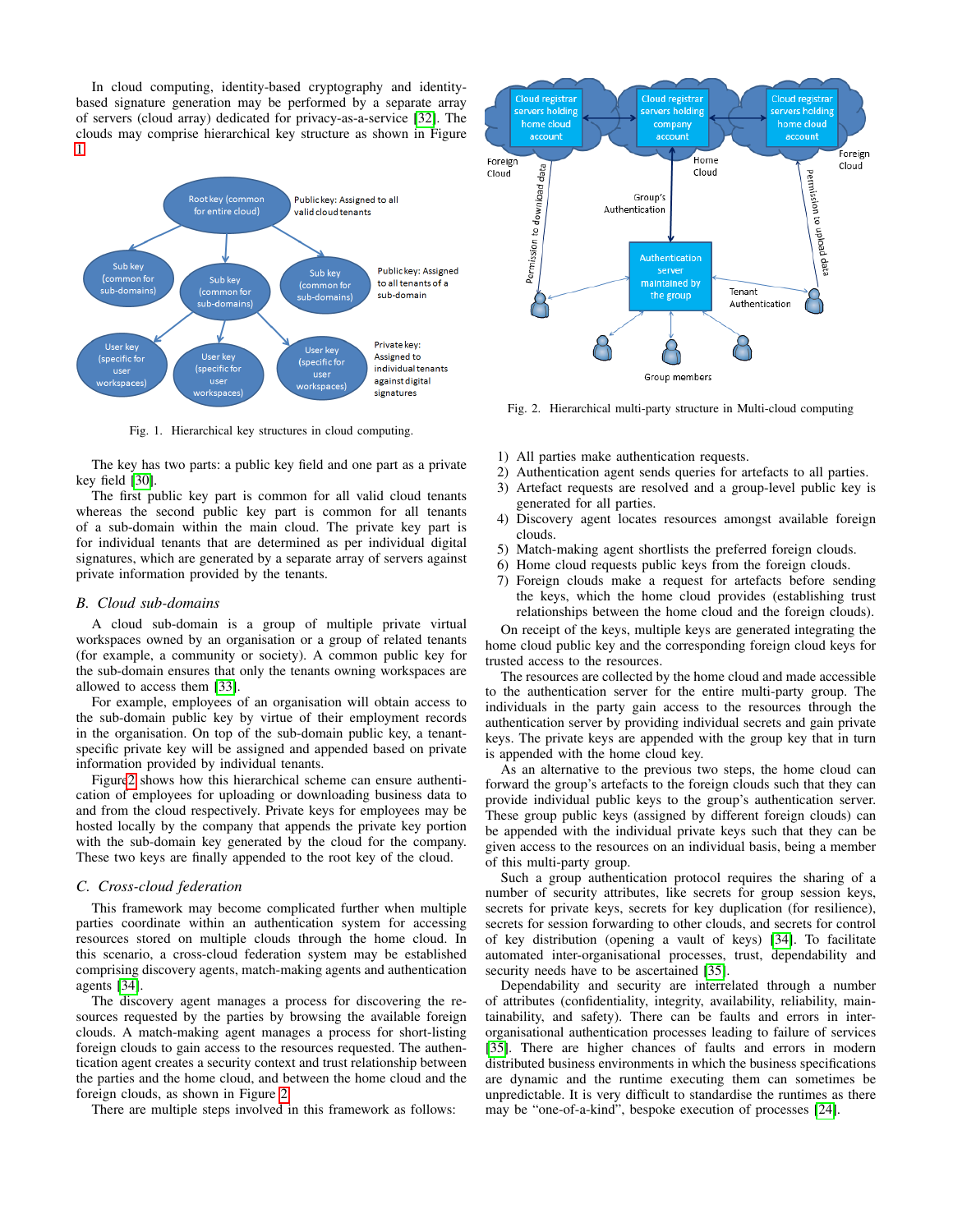In cloud computing, identity-based cryptography and identity-based signature generation may be performed by a separate array of servers (cloud array) dedicated for privacy-as-a-service [32]. The clouds may comprise hierarchical key structure as shown in Figure 1.

Fig. 1. Hierarchical key structures in cloud computing.

The key has two parts: a public key field and one part as a private key field [30].

The first public key part is common for all valid cloud tenants whereas the second public key part is common for all tenants of a sub-domain within the main cloud. The private key part is for individual tenants that are determined as per individual digital signatures, which are generated by a separate array of servers against private information provided by the tenants.

## B. Cloud sub-domains

A cloud sub-domain is a group of multiple private virtual workspaces owned by an organisation or a group of related tenants (for example, a community or society). A common public key for the sub-domain ensures that only the tenants owning workspaces are allowed to access them [33].

For example, employees of an organisation will obtain access to the sub-domain public key by virtue of their employment records in the organisation. On top of the sub-domain public key, a tenant-specific private key will be assigned and appended based on private information provided by individual tenants.

Figure 2 shows how this hierarchical scheme can ensure authentication of employees for uploading or downloading business data to and from the cloud respectively. Private keys for employees may be hosted locally by the company that appends the private key portion with the sub-domain key generated by the cloud for the company. These two keys are finally appended to the root key of the cloud.

## C. Cross-cloud federation

This framework may become complicated further when multiple parties coordinate within an authentication system for accessing resources stored on multiple clouds through the home cloud. In this scenario, a cross-cloud federation system may be established comprising discovery agents, match-making agents and authentication agents [34].

The discovery agent manages a process for discovering the resources requested by the parties by browsing the available foreign clouds. A match-making agent manages a process for short-listing foreign clouds to gain access to the resources requested. The authentication agent creates a security context and trust relationship between the parties and the home cloud, and between the home cloud and the foreign clouds, as shown in Figure 2.

There are multiple steps involved in this framework as follows:

Fig. 2. Hierarchical multi-party structure in Multi-cloud computing

1) All parties make authentication requests.
2) Authentication agent sends queries for artefacts to all parties.
3) Artefact requests are resolved and a group-level public key is generated for all parties.
4) Discovery agent locates resources amongst available foreign clouds.
5) Match-making agent shortlists the preferred foreign clouds.
6) Home cloud requests public keys from the foreign clouds.
7) Foreign clouds make a request for artefacts before sending the keys, which the home cloud provides (establishing trust relationships between the home cloud and the foreign clouds).

On receipt of the keys, multiple keys are generated integrating the home cloud public key and the corresponding foreign cloud keys for trusted access to the resources.

The resources are collected by the home cloud and made accessible to the authentication server for the entire multi-party group. The individuals in the party gain access to the resources through the authentication server by providing individual secrets and gain private keys. The private keys are appended with the group key that in turn is appended with the home cloud key.

As an alternative to the previous two steps, the home cloud can forward the group's artefacts to the foreign clouds such that they can provide individual public keys to the group's authentication server. These group public keys (assigned by different foreign clouds) can be appended with the individual private keys such that they can be given access to the resources on an individual basis, being a member of this multi-party group.

Such a group authentication protocol requires the sharing of a number of security attributes, like secrets for group session keys, secrets for private keys, secrets for key duplication (for resilience), secrets for session forwarding to other clouds, and secrets for control of key distribution (opening a vault of keys) [34]. To facilitate automated inter-organisational processes, trust, dependability and security needs have to be ascertained [35].

Dependability and security are interrelated through a number of attributes (confidentiality, integrity, availability, reliability, maintainability, and safety). There can be faults and errors in inter-organisational authentication processes leading to failure of services [35]. There are higher chances of faults and errors in modern distributed business environments in which the business specifications are dynamic and the runtime executing them can sometimes be unpredictable. It is very difficult to standardise the runtimes as there may be "one-of-a-kind", bespoke execution of processes [24].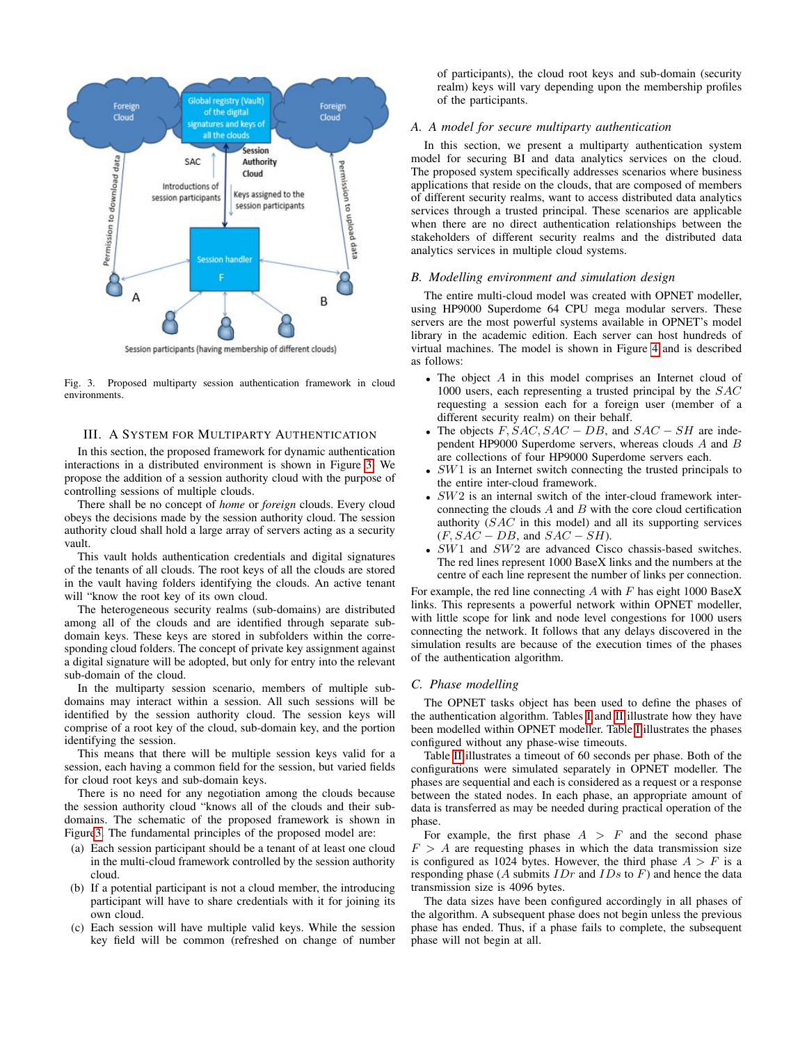Fig. 3. Proposed multiparty session authentication framework in cloud environments.

## III. A System for Multiparty Authentication

In this section, the proposed framework for dynamic authentication interactions in a distributed environment is shown in Figure 3. We propose the addition of a session authority cloud with the purpose of controlling sessions of multiple clouds.

There shall be no concept of *home* or *foreign* clouds. Every cloud obeys the decisions made by the session authority cloud. The session authority cloud shall hold a large array of servers acting as a security vault.

This vault holds authentication credentials and digital signatures of the tenants of all clouds. The root keys of all the clouds are stored in the vault having folders identifying the clouds. An active tenant will "know the root key of its own cloud.

The heterogeneous security realms (sub-domains) are distributed among all of the clouds and are identified through separate sub-domain keys. These keys are stored in subfolders within the corresponding cloud folders. The concept of private key assignment against a digital signature will be adopted, but only for entry into the relevant sub-domain of the cloud.

In the multiparty session scenario, members of multiple sub-domains may interact within a session. All such sessions will be identified by the session authority cloud. The session keys will comprise of a root key of the cloud, sub-domain key, and the portion identifying the session.

This means that there will be multiple session keys valid for a session, each having a common field for the session, but varied fields for cloud root keys and sub-domain keys.

There is no need for any negotiation among the clouds because the session authority cloud "knows all of the clouds and their sub-domains. The schematic of the proposed framework is shown in Figure 3. The fundamental principles of the proposed model are:

(a) Each session participant should be a tenant of at least one cloud in the multi-cloud framework controlled by the session authority cloud.
(b) If a potential participant is not a cloud member, the introducing participant will have to share credentials with it for joining its own cloud.
(c) Each session will have multiple valid keys. While the session key field will be common (refreshed on change of number of participants), the cloud root keys and sub-domain (security realm) keys will vary depending upon the membership profiles of the participants.

### A. A model for secure multiparty authentication

In this section, we present a multiparty authentication system model for securing BI and data analytics services on the cloud. The proposed system specifically addresses scenarios where business applications that reside on the clouds, that are composed of members of different security realms, want to access distributed data analytics services through a trusted principal. These scenarios are applicable when there are no direct authentication relationships between the stakeholders of different security realms and the distributed data analytics services in multiple cloud systems.

### B. Modelling environment and simulation design

The entire multi-cloud model was created with OPNET modeller, using HP9000 Superdome 64 CPU mega modular servers. These servers are the most powerful systems available in OPNET's model library in the academic edition. Each server can host hundreds of virtual machines. The model is shown in Figure 4 and is described as follows:

- The object $A$ in this model comprises an Internet cloud of 1000 users, each representing a trusted principal by the $SAC$ requesting a session each for a foreign user (member of a different security realm) on their behalf.
- The objects $F, SAC, SAC-DB$, and $SAC-SH$ are independent HP9000 Superdome servers, whereas clouds $A$ and $B$ are collections of four HP9000 Superdome servers each.
- $SW1$ is an Internet switch connecting the trusted principals to the entire inter-cloud framework.
- $SW2$ is an internal switch of the inter-cloud framework interconnecting the clouds $A$ and $B$ with the core cloud certification authority ($SAC$ in this model) and all its supporting services ($F, SAC-DB$, and $SAC-SH$).
- $SW1$ and $SW2$ are advanced Cisco chassis-based switches. The red lines represent 1000 BaseX links and the numbers at the centre of each line represent the number of links per connection.

For example, the red line connecting $A$ with $F$ has eight 1000 BaseX links. This represents a powerful network within OPNET modeller, with little scope for link and node level congestions for 1000 users connecting the network. It follows that any delays discovered in the simulation results are because of the execution times of the phases of the authentication algorithm.

### C. Phase modelling

The OPNET tasks object has been used to define the phases of the authentication algorithm. Tables I and II illustrate how they have been modelled within OPNET modeller. Table I illustrates the phases configured without any phase-wise timeouts.

Table II illustrates a timeout of 60 seconds per phase. Both of the configurations were simulated separately in OPNET modeller. The phases are sequential and each is considered as a request or a response between the stated nodes. In each phase, an appropriate amount of data is transferred as may be needed during practical operation of the phase.

For example, the first phase $A > F$ and the second phase $F > A$ are requesting phases in which the data transmission size is configured as 1024 bytes. However, the third phase $A > F$ is a responding phase ($A$ submits $IDr$ and $IDs$ to $F$) and hence the data transmission size is 4096 bytes.

The data sizes have been configured accordingly in all phases of the algorithm. A subsequent phase does not begin unless the previous phase has ended. Thus, if a phase fails to complete, the subsequent phase will not begin at all.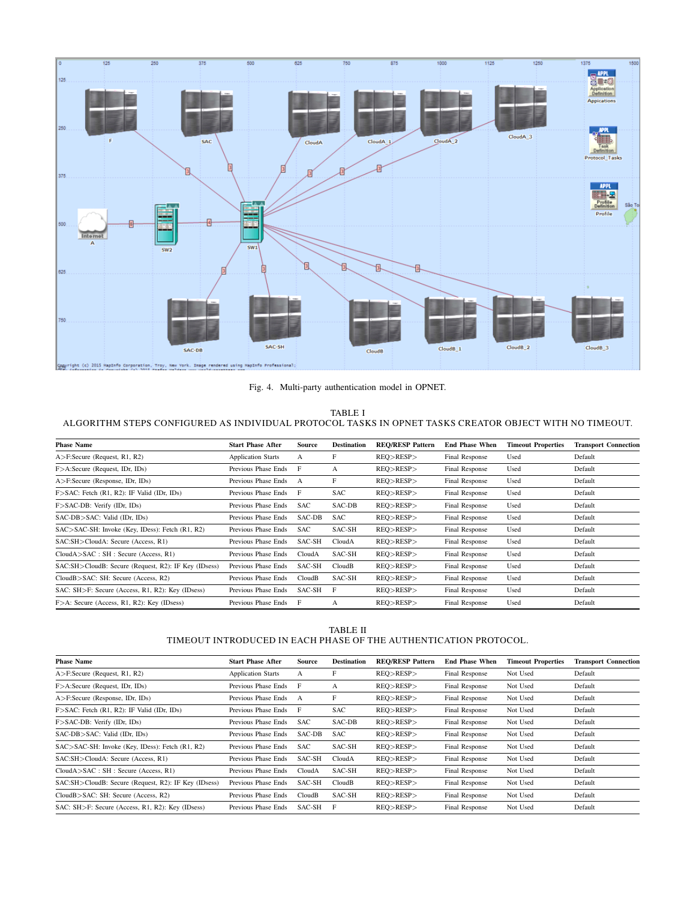Fig. 4. Multi-party authentication model in OPNET.

TABLE I
ALGORITHM STEPS CONFIGURED AS INDIVIDUAL PROTOCOL TASKS IN OPNET TASKS CREATOR OBJECT WITH NO TIMEOUT.

| Phase Name | Start Phase After | Source | Destination | REQ/RESP Pattern | End Phase When | Timeout Properties | Transport Connection |
|---|---|---|---|---|---|---|---|
| A>F:Secure (Request, R1, R2) | Application Starts | A | F | REQ>RESP> | Final Response | Used | Default |
| F>A:Secure (Request, IDr, IDs) | Previous Phase Ends | F | A | REQ>RESP> | Final Response | Used | Default |
| A>F:Secure (Response, IDr, IDs) | Previous Phase Ends | A | F | REQ>RESP> | Final Response | Used | Default |
| F>SAC: Fetch (R1, R2): IF Valid (IDr, IDs) | Previous Phase Ends | F | SAC | REQ>RESP> | Final Response | Used | Default |
| F>SAC-DB: Verify (IDr, IDs) | Previous Phase Ends | SAC | SAC-DB | REQ>RESP> | Final Response | Used | Default |
| SAC-DB>SAC: Valid (IDr, IDs) | Previous Phase Ends | SAC-DB | SAC | REQ>RESP> | Final Response | Used | Default |
| SAC>SAC-SH: Invoke (Key, IDess): Fetch (R1, R2) | Previous Phase Ends | SAC | SAC-SH | REQ>RESP> | Final Response | Used | Default |
| SAC:SH>CloudA: Secure (Access, R1) | Previous Phase Ends | SAC-SH | CloudA | REQ>RESP> | Final Response | Used | Default |
| CloudA>SAC : SH : Secure (Access, R1) | Previous Phase Ends | CloudA | SAC-SH | REQ>RESP> | Final Response | Used | Default |
| SAC:SH>CloudB: Secure (Request, R2): IF Key (IDsess) | Previous Phase Ends | SAC-SH | CloudB | REQ>RESP> | Final Response | Used | Default |
| CloudB>SAC: SH: Secure (Access, R2) | Previous Phase Ends | CloudB | SAC-SH | REQ>RESP> | Final Response | Used | Default |
| SAC: SH>F: Secure (Access, R1, R2): Key (IDsess) | Previous Phase Ends | SAC-SH | F | REQ>RESP> | Final Response | Used | Default |
| F>A: Secure (Access, R1, R2): Key (IDsess) | Previous Phase Ends | F | A | REQ>RESP> | Final Response | Used | Default |

TABLE II
TIMEOUT INTRODUCED IN EACH PHASE OF THE AUTHENTICATION PROTOCOL.

| Phase Name | Start Phase After | Source | Destination | REQ/RESP Pattern | End Phase When | Timeout Properties | Transport Connection |
|---|---|---|---|---|---|---|---|
| A>F:Secure (Request, R1, R2) | Application Starts | A | F | REQ>RESP> | Final Response | Not Used | Default |
| F>A:Secure (Request, IDr, IDs) | Previous Phase Ends | F | A | REQ>RESP> | Final Response | Not Used | Default |
| A>F:Secure (Response, IDr, IDs) | Previous Phase Ends | A | F | REQ>RESP> | Final Response | Not Used | Default |
| F>SAC: Fetch (R1, R2): IF Valid (IDr, IDs) | Previous Phase Ends | F | SAC | REQ>RESP> | Final Response | Not Used | Default |
| F>SAC-DB: Verify (IDr, IDs) | Previous Phase Ends | SAC | SAC-DB | REQ>RESP> | Final Response | Not Used | Default |
| SAC-DB>SAC: Valid (IDr, IDs) | Previous Phase Ends | SAC-DB | SAC | REQ>RESP> | Final Response | Not Used | Default |
| SAC>SAC-SH: Invoke (Key, IDess): Fetch (R1, R2) | Previous Phase Ends | SAC | SAC-SH | REQ>RESP> | Final Response | Not Used | Default |
| SAC:SH>CloudA: Secure (Access, R1) | Previous Phase Ends | SAC-SH | CloudA | REQ>RESP> | Final Response | Not Used | Default |
| CloudA>SAC : SH : Secure (Access, R1) | Previous Phase Ends | CloudA | SAC-SH | REQ>RESP> | Final Response | Not Used | Default |
| SAC:SH>CloudB: Secure (Request, R2): IF Key (IDsess) | Previous Phase Ends | SAC-SH | CloudB | REQ>RESP> | Final Response | Not Used | Default |
| CloudB>SAC: SH: Secure (Access, R2) | Previous Phase Ends | CloudB | SAC-SH | REQ>RESP> | Final Response | Not Used | Default |
| SAC: SH>F: Secure (Access, R1, R2): Key (IDsess) | Previous Phase Ends | SAC-SH | F | REQ>RESP> | Final Response | Not Used | Default |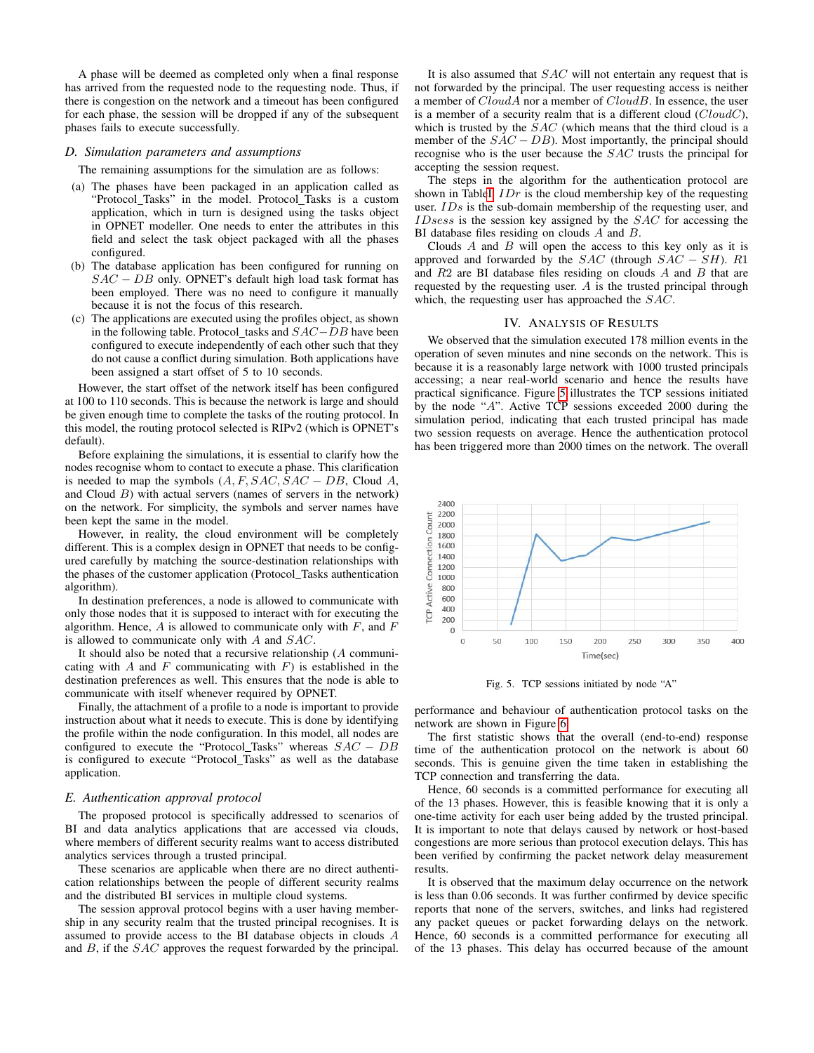A phase will be deemed as completed only when a final response has arrived from the requested node to the requesting node. Thus, if there is congestion on the network and a timeout has been configured for each phase, the session will be dropped if any of the subsequent phases fails to execute successfully.

### D. Simulation parameters and assumptions

The remaining assumptions for the simulation are as follows:

(a) The phases have been packaged in an application called as "Protocol_Tasks" in the model. Protocol_Tasks is a custom application, which in turn is designed using the tasks object in OPNET modeller. One needs to enter the attributes in this field and select the task object packaged with all the phases configured.

(b) The database application has been configured for running on $SAC-DB$ only. OPNET's default high load task format has been employed. There was no need to configure it manually because it is not the focus of this research.

(c) The applications are executed using the profiles object, as shown in the following table. Protocol_tasks and $SAC-DB$ have been configured to execute independently of each other such that they do not cause a conflict during simulation. Both applications have been assigned a start offset of 5 to 10 seconds.

However, the start offset of the network itself has been configured at 100 to 110 seconds. This is because the network is large and should be given enough time to complete the tasks of the routing protocol. In this model, the routing protocol selected is RIPv2 (which is OPNET's default).

Before explaining the simulations, it is essential to clarify how the nodes recognise whom to contact to execute a phase. This clarification is needed to map the symbols ($A, F, SAC, SAC-DB$, Cloud $A$, and Cloud $B$) with actual servers (names of servers in the network) on the network. For simplicity, the symbols and server names have been kept the same in the model.

However, in reality, the cloud environment will be completely different. This is a complex design in OPNET that needs to be configured carefully by matching the source-destination relationships with the phases of the customer application (Protocol_Tasks authentication algorithm).

In destination preferences, a node is allowed to communicate with only those nodes that it is supposed to interact with for executing the algorithm. Hence, $A$ is allowed to communicate only with $F$, and $F$ is allowed to communicate only with $A$ and $SAC$.

It should also be noted that a recursive relationship ($A$ communicating with $A$ and $F$ communicating with $F$) is established in the destination preferences as well. This ensures that the node is able to communicate with itself whenever required by OPNET.

Finally, the attachment of a profile to a node is important to provide instruction about what it needs to execute. This is done by identifying the profile within the node configuration. In this model, all nodes are configured to execute the "Protocol_Tasks" whereas $SAC-DB$ is configured to execute "Protocol_Tasks" as well as the database application.

### E. Authentication approval protocol

The proposed protocol is specifically addressed to scenarios of BI and data analytics applications that are accessed via clouds, where members of different security realms want to access distributed analytics services through a trusted principal.

These scenarios are applicable when there are no direct authentication relationships between the people of different security realms and the distributed BI services in multiple cloud systems.

The session approval protocol begins with a user having membership in any security realm that the trusted principal recognises. It is assumed to provide access to the BI database objects in clouds $A$ and $B$, if the $SAC$ approves the request forwarded by the principal.

It is also assumed that $SAC$ will not entertain any request that is not forwarded by the principal. The user requesting access is neither a member of $CloudA$ nor a member of $CloudB$. In essence, the user is a member of a security realm that is a different cloud ($CloudC$), which is trusted by the $SAC$ (which means that the third cloud is a member of the $SAC-DB$). Most importantly, the principal should recognise who is the user because the $SAC$ trusts the principal for accepting the session request.

The steps in the algorithm for the authentication protocol are shown in Table I. $IDr$ is the cloud membership key of the requesting user. $IDs$ is the sub-domain membership of the requesting user, and $IDsess$ is the session key assigned by the $SAC$ for accessing the BI database files residing on clouds $A$ and $B$.

Clouds $A$ and $B$ will open the access to this key only as it is approved and forwarded by the $SAC$ (through $SAC-SH$). $R1$ and $R2$ are BI database files residing on clouds $A$ and $B$ that are requested by the requesting user. $A$ is the trusted principal through which, the requesting user has approached the $SAC$.

## IV. Analysis of Results

We observed that the simulation executed 178 million events in the operation of seven minutes and nine seconds on the network. This is because it is a reasonably large network with 1000 trusted principals accessing; a near real-world scenario and hence the results have practical significance. Figure 5 illustrates the TCP sessions initiated by the node "$A$". Active TCP sessions exceeded 2000 during the simulation period, indicating that each trusted principal has made two session requests on average. Hence the authentication protocol has been triggered more than 2000 times on the network. The overall performance and behaviour of authentication protocol tasks on the network are shown in Figure 6.

Fig. 5. TCP sessions initiated by node "A"

The first statistic shows that the overall (end-to-end) response time of the authentication protocol on the network is about 60 seconds. This is genuine given the time taken in establishing the TCP connection and transferring the data.

Hence, 60 seconds is a committed performance for executing all of the 13 phases. However, this is feasible knowing that it is only a one-time activity for each user being added by the trusted principal. It is important to note that delays caused by network or host-based congestions are more serious than protocol execution delays. This has been verified by confirming the packet network delay measurement results.

It is observed that the maximum delay occurrence on the network is less than 0.06 seconds. It was further confirmed by device specific reports that none of the servers, switches, and links had registered any packet queues or packet forwarding delays on the network. Hence, 60 seconds is a committed performance for executing all of the 13 phases. This delay has occurred because of the amount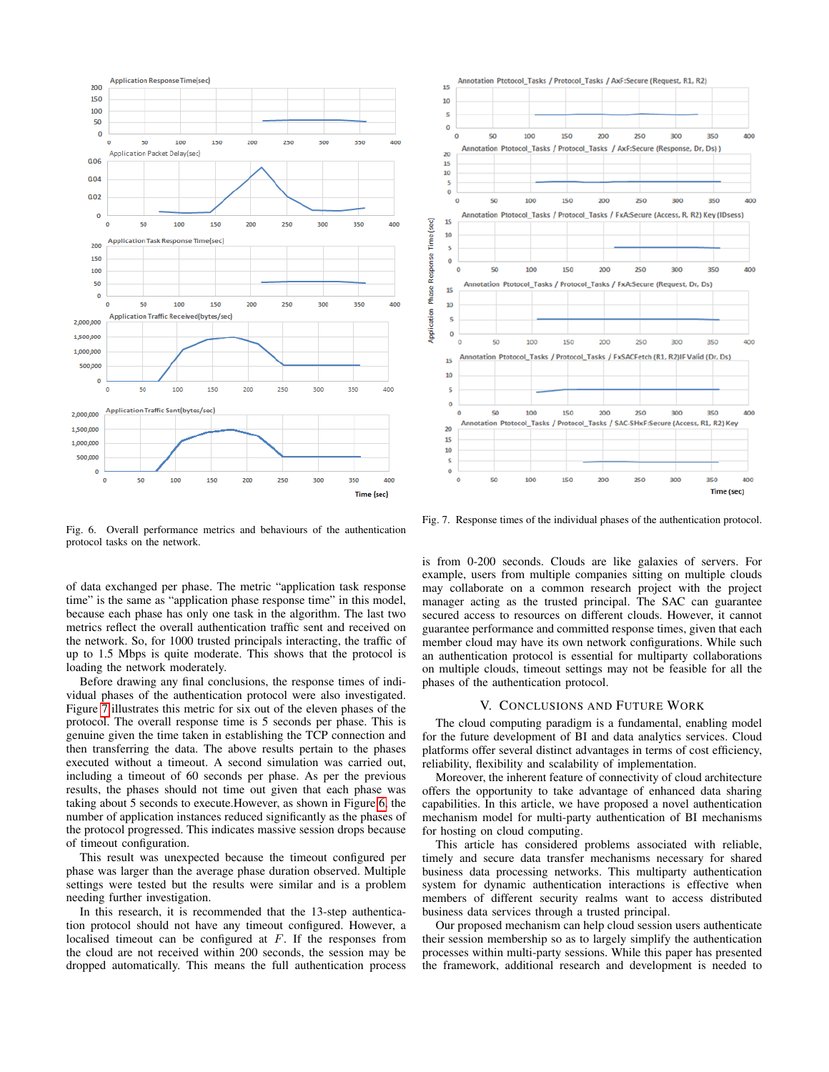Fig. 6. Overall performance metrics and behaviours of the authentication protocol tasks on the network.

Fig. 7. Response times of the individual phases of the authentication protocol.

of data exchanged per phase. The metric "application task response time" is the same as "application phase response time" in this model, because each phase has only one task in the algorithm. The last two metrics reflect the overall authentication traffic sent and received on the network. So, for 1000 trusted principals interacting, the traffic of up to 1.5 Mbps is quite moderate. This shows that the protocol is loading the network moderately.

Before drawing any final conclusions, the response times of individual phases of the authentication protocol were also investigated. Figure 7 illustrates this metric for six out of the eleven phases of the protocol. The overall response time is 5 seconds per phase. This is genuine given the time taken in establishing the TCP connection and then transferring the data. The above results pertain to the phases executed without a timeout. A second simulation was carried out, including a timeout of 60 seconds per phase. As per the previous results, the phases should not time out given that each phase was taking about 5 seconds to execute.However, as shown in Figure 6, the number of application instances reduced significantly as the phases of the protocol progressed. This indicates massive session drops because of timeout configuration.

This result was unexpected because the timeout configured per phase was larger than the average phase duration observed. Multiple settings were tested but the results were similar and is a problem needing further investigation.

In this research, it is recommended that the 13-step authentication protocol should not have any timeout configured. However, a localised timeout can be configured at $F$. If the responses from the cloud are not received within 200 seconds, the session may be dropped automatically. This means the full authentication process is from 0-200 seconds. Clouds are like galaxies of servers. For example, users from multiple companies sitting on multiple clouds may collaborate on a common research project with the project manager acting as the trusted principal. The SAC can guarantee secured access to resources on different clouds. However, it cannot guarantee performance and committed response times, given that each member cloud may have its own network configurations. While such an authentication protocol is essential for multiparty collaborations on multiple clouds, timeout settings may not be feasible for all the phases of the authentication protocol.

## V. Conclusions and Future Work

The cloud computing paradigm is a fundamental, enabling model for the future development of BI and data analytics services. Cloud platforms offer several distinct advantages in terms of cost efficiency, reliability, flexibility and scalability of implementation.

Moreover, the inherent feature of connectivity of cloud architecture offers the opportunity to take advantage of enhanced data sharing capabilities. In this article, we have proposed a novel authentication mechanism model for multi-party authentication of BI mechanisms for hosting on cloud computing.

This article has considered problems associated with reliable, timely and secure data transfer mechanisms necessary for shared business data processing networks. This multiparty authentication system for dynamic authentication interactions is effective when members of different security realms want to access distributed business data services through a trusted principal.

Our proposed mechanism can help cloud session users authenticate their session membership so as to largely simplify the authentication processes within multi-party sessions. While this paper has presented the framework, additional research and development is needed to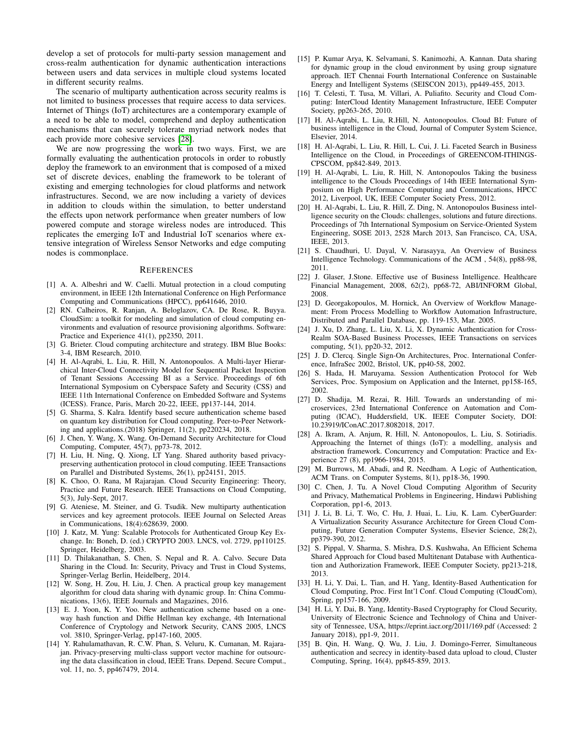develop a set of protocols for multi-party session management and cross-realm authentication for dynamic authentication interactions between users and data services in multiple cloud systems located in different security realms.

The scenario of multiparty authentication across security realms is not limited to business processes that require access to data services. Internet of Things (IoT) architectures are a contemporary example of a need to be able to model, comprehend and deploy authentication mechanisms that can securely tolerate myriad network nodes that each provide more cohesive services [28].

We are now progressing the work in two ways. First, we are formally evaluating the authentication protocols in order to robustly deploy the framework to an environment that is composed of a mixed set of discrete devices, enabling the framework to be tolerant of existing and emerging technologies for cloud platforms and network infrastructures. Second, we are now including a variety of devices in addition to clouds within the simulation, to better understand the effects upon network performance when greater numbers of low powered compute and storage wireless nodes are introduced. This replicates the emerging IoT and Industrial IoT scenarios where extensive integration of Wireless Sensor Networks and edge computing nodes is commonplace.

## REFERENCES

[1] A. A. Albeshri and W. Caelli. Mutual protection in a cloud computing environment, in IEEE 12th International Conference on High Performance Computing and Communications (HPCC), pp641646, 2010.

[2] RN. Calheiros, R. Ranjan, A. Beloglazov, CA. De Rose, R. Buyya. CloudSim: a toolkit for modeling and simulation of cloud computing environments and evaluation of resource provisioning algorithms. Software: Practice and Experience 41(1), pp2350, 2011.

[3] G. Brieter. Cloud computing architecture and strategy. IBM Blue Books: 3-4, IBM Research, 2010.

[4] H. Al-Aqrabi, L. Liu, R. Hill, N. Antonopoulos. A Multi-layer Hierarchical Inter-Cloud Connectivity Model for Sequential Packet Inspection of Tenant Sessions Accessing BI as a Service. Proceedings of 6th International Symposium on Cyberspace Safety and Security (CSS) and IEEE 11th International Conference on Embedded Software and Systems (ICESS). France, Paris, March 20-22, IEEE, pp137-144, 2014.

[5] G. Sharma, S. Kalra. Identify based secure authentication scheme based on quantum key distribution for Cloud computing. Peer-to-Peer Networking and applications.(2018) Springer, 11(2), pp220234, 2018.

[6] J. Chen, Y. Wang, X. Wang. On-Demand Security Architecture for Cloud Computing, Computer, 45(7), pp73-78, 2012.

[7] H. Liu, H. Ning, Q. Xiong, LT Yang. Shared authority based privacy-preserving authentication protocol in cloud computing. IEEE Transactions on Parallel and Distributed Systems, 26(1), pp24151, 2015.

[8] K. Choo, O. Rana, M Rajarajan. Cloud Security Engineering: Theory, Practice and Future Research. IEEE Transactions on Cloud Computing, 5(3), July-Sept, 2017.

[9] G. Ateniese, M. Steiner, and G. Tsudik. New multiparty authentication services and key agreement protocols. IEEE Journal on Selected Areas in Communications, 18(4):628639, 2000.

[10] J. Katz, M. Yung: Scalable Protocols for Authenticated Group Key Exchange. In: Boneh, D. (ed.) CRYPTO 2003. LNCS, vol. 2729, pp110125. Springer, Heidelberg, 2003.

[11] D. Thilakanathan, S. Chen, S. Nepal and R. A. Calvo. Secure Data Sharing in the Cloud. In: Security, Privacy and Trust in Cloud Systems, Springer-Verlag Berlin, Heidelberg, 2014.

[12] W. Song, H. Zou, H. Liu, J. Chen. A practical group key management algorithm for cloud data sharing with dynamic group. In: China Communications, 13(6), IEEE Journals and Magazines, 2016.

[13] E. J. Yoon, K. Y. Yoo. New authentication scheme based on a one-way hash function and Diffie Hellman key exchange, 4th International Conference of Cryptology and Network Security, CANS 2005, LNCS vol. 3810, Springer-Verlag, pp147-160, 2005.

[14] Y. Rahulamathavan, R. C.W. Phan, S. Veluru, K. Cumanan, M. Rajarajan. Privacy-preserving multi-class support vector machine for outsourcing the data classification in cloud, IEEE Trans. Depend. Secure Comput., vol. 11, no. 5, pp467479, 2014.

[15] P. Kumar Arya, K. Selvamani, S. Kanimozhi, A. Kannan. Data sharing for dynamic group in the cloud environment by using group signature approach. IET Chennai Fourth International Conference on Sustainable Energy and Intelligent Systems (SEISCON 2013), pp449-455, 2013.

[16] T. Celesti, T. Tusa, M. Villari, A. Puliafito. Security and Cloud Computing: InterCloud Identity Management Infrastructure, IEEE Computer Society, pp263-265, 2010.

[17] H. Al-Aqrabi, L. Liu, R.Hill, N. Antonopoulos. Cloud BI: Future of business intelligence in the Cloud, Journal of Computer System Science, Elsevier, 2014.

[18] H. Al-Aqrabi, L. Liu, R. Hill, L. Cui, J. Li. Faceted Search in Business Intelligence on the Cloud, in Proceedings of GREENCOM-ITHINGS-CPSCOM, pp842-849, 2013.

[19] H. Al-Aqrabi, L. Liu, R. Hill, N. Antonopoulos Taking the business intelligence to the Clouds Proceedings of 14th IEEE International Symposium on High Performance Computing and Communications, HPCC 2012, Liverpool, UK, IEEE Computer Society Press, 2012.

[20] H. Al-Aqrabi, L. Liu, R. Hill, Z. Ding, N. Antonopoulos Business intelligence security on the Clouds: challenges, solutions and future directions. Proceedings of 7th International Symposium on Service-Oriented System Engineering, SOSE 2013, 2528 March 2013, San Francisco, CA, USA, IEEE, 2013.

[21] S. Chaudhuri, U. Dayal, V. Narasayya, An Overview of Business Intelligence Technology. Communications of the ACM , 54(8), pp88-98, 2011.

[22] J. Glaser, J.Stone. Effective use of Business Intelligence. Healthcare Financial Management, 2008, 62(2), pp68-72, ABI/INFORM Global, 2008.

[23] D. Georgakopoulos, M. Hornick, An Overview of Workflow Management: From Process Modelling to Workflow Automation Infrastructure, Distributed and Parallel Database, pp. 119-153, Mar. 2005.

[24] J. Xu, D. Zhang, L. Liu, X. Li, X. Dynamic Authentication for Cross-Realm SOA-Based Business Processes, IEEE Transactions on services computing, 5(1), pp20-32, 2012.

[25] J. D. Clercq. Single Sign-On Architectures, Proc. International Conference, InfraSec 2002, Bristol, UK, pp40-58, 2002.

[26] S. Hada, H. Maruyama. Session Authentication Protocol for Web Services, Proc. Symposium on Application and the Internet, pp158-165, 2002.

[27] D. Shadija, M. Rezai, R. Hill. Towards an understanding of microservices, 23rd International Conference on Automation and Computing (ICAC), Huddersfield, UK. IEEE Computer Society, DOI: 10.23919/IConAC.2017.8082018, 2017.

[28] A. Ikram, A. Anjum, R. Hill, N. Antonopoulos, L. Liu, S. Sotiriadis. Approaching the Internet of things (IoT): a modelling, analysis and abstraction framework. Concurrency and Computation: Practice and Experience 27 (8), pp1966-1984, 2015.

[29] M. Burrows, M. Abadi, and R. Needham. A Logic of Authentication, ACM Trans. on Computer Systems, 8(1), pp18-36, 1990.

[30] C. Chen, J. Tu. A Novel Cloud Computing Algorithm of Security and Privacy, Mathematical Problems in Engineering, Hindawi Publishing Corporation, pp1-6, 2013.

[31] J. Li, B. Li, T. Wo, C. Hu, J. Huai, L. Liu, K. Lam. CyberGuarder: A Virtualization Security Assurance Architecture for Green Cloud Computing, Future Generation Computer Systems, Elsevier Science, 28(2), pp379-390, 2012.

[32] S. Pippal, V. Sharma, S. Mishra, D.S. Kushwaha, An Efficient Schema Shared Approach for Cloud based Multitenant Database with Authentication and Authorization Framework, IEEE Computer Society, pp213-218, 2013.

[33] H. Li, Y. Dai, L. Tian, and H. Yang, Identity-Based Authentication for Cloud Computing, Proc. First Int'l Conf. Cloud Computing (CloudCom), Spring, pp157-166, 2009.

[34] H. Li, Y. Dai, B. Yang, Identity-Based Cryptography for Cloud Security, University of Electronic Science and Technology of China and University of Tennessee, USA, https://eprint.iacr.org/2011/169.pdf (Accessed: 2 January 2018), pp1-9, 2011.

[35] B. Qin, H. Wang, Q. Wu, J. Liu, J. Domingo-Ferrer, Simultaneous authentication and secrecy in identity-based data upload to cloud, Cluster Computing, Spring, 16(4), pp845-859, 2013.